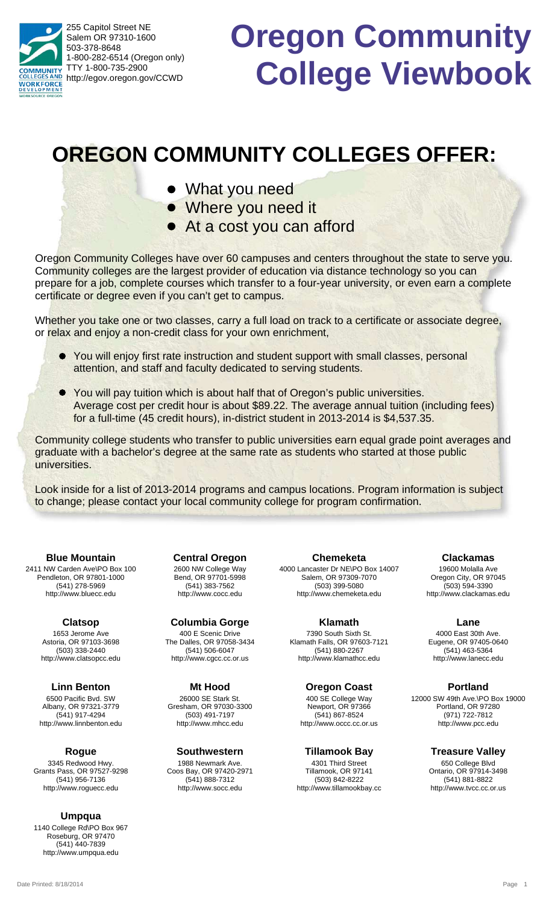255 Capitol Street NE
Salem OR 97310-1600
503-378-8648
1-800-282-6514 (Oregon only)
TTY 1-800-735-2900
http://egov.oregon.gov/CCWD

# Oregon Community College Viewbook

## OREGON COMMUNITY COLLEGES OFFER:

- What you need
- Where you need it
- At a cost you can afford

Oregon Community Colleges have over 60 campuses and centers throughout the state to serve you. Community colleges are the largest provider of education via distance technology so you can prepare for a job, complete courses which transfer to a four-year university, or even earn a complete certificate or degree even if you can't get to campus.

Whether you take one or two classes, carry a full load on track to a certificate or associate degree, or relax and enjoy a non-credit class for your own enrichment,

- You will enjoy first rate instruction and student support with small classes, personal attention, and staff and faculty dedicated to serving students.
- You will pay tuition which is about half that of Oregon's public universities. Average cost per credit hour is about $89.22. The average annual tuition (including fees) for a full-time (45 credit hours), in-district student in 2013-2014 is $4,537.35.

Community college students who transfer to public universities earn equal grade point averages and graduate with a bachelor's degree at the same rate as students who started at those public universities.

Look inside for a list of 2013-2014 programs and campus locations. Program information is subject to change; please contact your local community college for program confirmation.

**Blue Mountain**
2411 NW Carden Ave\PO Box 100
Pendleton, OR 97801-1000
(541) 278-5969
http://www.bluecc.edu

**Central Oregon**
2600 NW College Way
Bend, OR 97701-5998
(541) 383-7562
http://www.cocc.edu

**Chemeketa**
4000 Lancaster Dr NE\PO Box 14007
Salem, OR 97309-7070
(503) 399-5080
http://www.chemeketa.edu

**Clackamas**
19600 Molalla Ave
Oregon City, OR 97045
(503) 594-3390
http://www.clackamas.edu

**Clatsop**
1653 Jerome Ave
Astoria, OR 97103-3698
(503) 338-2440
http://www.clatsopcc.edu

**Columbia Gorge**
400 E Scenic Drive
The Dalles, OR 97058-3434
(541) 506-6047
http://www.cgcc.cc.or.us

**Klamath**
7390 South Sixth St.
Klamath Falls, OR 97603-7121
(541) 880-2267
http://www.klamathcc.edu

**Lane**
4000 East 30th Ave.
Eugene, OR 97405-0640
(541) 463-5364
http://www.lanecc.edu

**Linn Benton**
6500 Pacific Bvd. SW
Albany, OR 97321-3779
(541) 917-4294
http://www.linnbenton.edu

**Mt Hood**
26000 SE Stark St.
Gresham, OR 97030-3300
(503) 491-7197
http://www.mhcc.edu

**Oregon Coast**
400 SE College Way
Newport, OR 97366
(541) 867-8524
http://www.occc.cc.or.us

**Portland**
12000 SW 49th Ave.\PO Box 19000
Portland, OR 97280
(971) 722-7812
http://www.pcc.edu

**Rogue**
3345 Redwood Hwy.
Grants Pass, OR 97527-9298
(541) 956-7136
http://www.roguecc.edu

**Southwestern**
1988 Newmark Ave.
Coos Bay, OR 97420-2971
(541) 888-7312
http://www.socc.edu

**Tillamook Bay**
4301 Third Street
Tillamook, OR 97141
(503) 842-8222
http://www.tillamookbay.cc

**Treasure Valley**
650 College Blvd
Ontario, OR 97914-3498
(541) 881-8822
http://www.tvcc.cc.or.us

**Umpqua**
1140 College Rd\PO Box 967
Roseburg, OR 97470
(541) 440-7839
http://www.umpqua.edu

Date Printed: 8/18/2014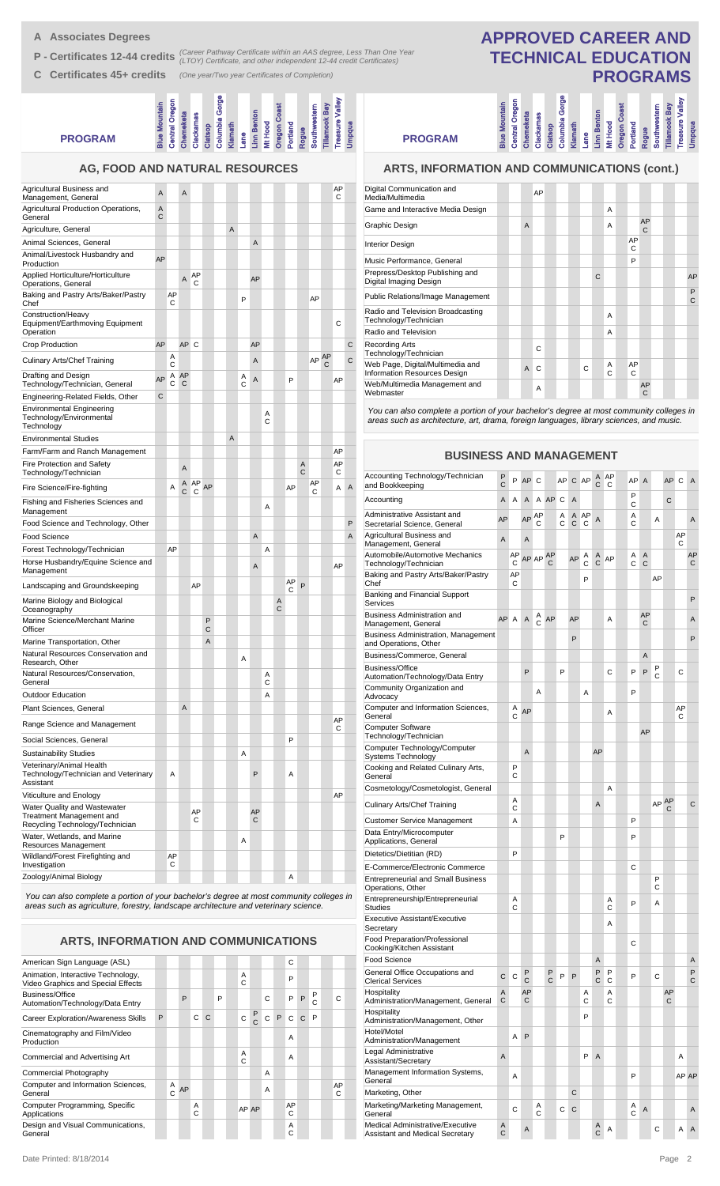**A Associates Degrees**

**P - Certificates 12-44 credits** *(Career Pathway Certificate within an AAS degree, Less Than One Year (LTOY) Certificate, and other independent 12-44 credit Certificates)*

**C Certificates 45+ credits** *(One year/Two year Certificates of Completion)*

# APPROVED CAREER AND TECHNICAL EDUCATION PROGRAMS

## AG, FOOD AND NATURAL RESOURCES

| PROGRAM | Blue Mountain | Central Oregon | Chemeketa | Clackamas | Clatsop | Columbia Gorge | Klamath | Lane | Linn Benton | Mt Hood | Oregon Coast | Portland | Rogue | Southwestern | Tillamook Bay | Treasure Valley | Umpqua |
|---|---|---|---|---|---|---|---|---|---|---|---|---|---|---|---|---|---|
| Agricultural Business and Management, General | A | | A | | | | | | | | | | | | | AP C | |
| Agricultural Production Operations, General | A C | | | | | | | | | | | | | | | | |
| Agriculture, General | | | | | | | A | | | | | | | | | | |
| Animal Sciences, General | | | | | | | | | A | | | | | | | | |
| Animal/Livestock Husbandry and Production | AP | | | | | | | | | | | | | | | | |
| Applied Horticulture/Horticulture Operations, General | | | A | AP C | | | | | AP | | | | | | | | |
| Baking and Pastry Arts/Baker/Pastry Chef | | AP C | | | | | | P | | | | | | AP | | | |
| Construction/Heavy Equipment/Earthmoving Equipment Operation | | | | | | | | | | | | | | | | C | |
| Crop Production | AP | | AP | C | | | | | AP | | | | | | | | C |
| Culinary Arts/Chef Training | | A C | | | | | | | A | | | | | AP | AP C | | C |
| Drafting and Design Technology/Technician, General | AP | A C | AP C | | | | | A C | A | | | P | | | | AP | |
| Engineering-Related Fields, Other | C | | | | | | | | | | | | | | | | |
| Environmental Engineering Technology/Environmental Technology | | | | | | | | | | A C | | | | | | | |
| Environmental Studies | | | | | | | A | | | | | | | | | | |
| Farm/Farm and Ranch Management | | | | | | | | | | | | | | | | AP | |
| Fire Protection and Safety Technology/Technician | | | A | | | | | | | | | | A C | | | AP C | |
| Fire Science/Fire-fighting | | A | A C | AP C | AP | | | | | | | AP | | AP C | | A | A |
| Fishing and Fisheries Sciences and Management | | | | | | | | | | A | | | | | | | |
| Food Science and Technology, Other | | | | | | | | | | | | | | | | | P |
| Food Science | | | | | | | | | A | | | | | | | | A |
| Forest Technology/Technician | | AP | | | | | | | | A | | | | | | | |
| Horse Husbandry/Equine Science and Management | | | | | | | | | A | | | | | | | AP | |
| Landscaping and Groundskeeping | | | | AP | | | | | | | | AP C | P | | | | |
| Marine Biology and Biological Oceanography | | | | | | | | | | | A C | | | | | | |
| Marine Science/Merchant Marine Officer | | | | | P C | | | | | | | | | | | | |
| Marine Transportation, Other | | | | | A | | | | | | | | | | | | |
| Natural Resources Conservation and Research, Other | | | | | | | | A | | | | | | | | | |
| Natural Resources/Conservation, General | | | | | | | | | | A C | | | | | | | |
| Outdoor Education | | | | | | | | | | A | | | | | | | |
| Plant Sciences, General | | | A | | | | | | | | | | | | | | |
| Range Science and Management | | | | | | | | | | | | | | | | AP C | |
| Social Sciences, General | | | | | | | | | | | | P | | | | | |
| Sustainability Studies | | | | | | | | A | | | | | | | | | |
| Veterinary/Animal Health Technology/Technician and Veterinary Assistant | | A | | | | | | | P | | | A | | | | | |
| Viticulture and Enology | | | | | | | | | | | | | | | | AP | |
| Water Quality and Wastewater Treatment Management and Recycling Technology/Technician | | | | AP C | | | | | AP C | | | | | | | | |
| Water, Wetlands, and Marine Resources Management | | | | | | | | A | | | | | | | | | |
| Wildland/Forest Firefighting and Investigation | | AP C | | | | | | | | | | | | | | | |
| Zoology/Animal Biology | | | | | | | | | | | | A | | | | | |

*You can also complete a portion of your bachelor's degree at most community colleges in areas such as agriculture, forestry, landscape architecture and veterinary science.*

## ARTS, INFORMATION AND COMMUNICATIONS

| PROGRAM | Blue Mountain | Central Oregon | Chemeketa | Clackamas | Clatsop | Columbia Gorge | Klamath | Lane | Linn Benton | Mt Hood | Oregon Coast | Portland | Rogue | Southwestern | Tillamook Bay | Treasure Valley | Umpqua |
|---|---|---|---|---|---|---|---|---|---|---|---|---|---|---|---|---|---|
| American Sign Language (ASL) | | | | | | | | | | | | C | | | | | |
| Animation, Interactive Technology, Video Graphics and Special Effects | | | | | | | | A C | | | | P | | | | | |
| Business/Office Automation/Technology/Data Entry | | | P | | | | P | | | C | | P | P | P C | | C | |
| Career Exploration/Awareness Skills | P | | | C | C | | | C | P C | C | P | C | C | P | | | |
| Cinematography and Film/Video Production | | | | | | | | | | | | A | | | | | |
| Commercial and Advertising Art | | | | | | | | A C | | | | A | | | | | |
| Commercial Photography | | | | | | | | | | A | | | | | | | |
| Computer and Information Sciences, General | | A C | AP | | | | | | | A | | | | | | AP C | |
| Computer Programming, Specific Applications | | | | A C | | | | AP | AP | | | AP C | | | | | |
| Design and Visual Communications, General | | | | | | | | | | | | A C | | | | | |
| Digital Communication and Media/Multimedia | | | | AP | | | | | | | | | | | | | |
| Game and Interactive Media Design | | | | | | | | | | A | | | | | | | |
| Graphic Design | | | A | | | | | | | A | | | AP C | | | | |
| Interior Design | | | | | | | | | | | | AP C | | | | | |
| Music Performance, General | | | | | | | | | | | | P | | | | | |
| Prepress/Desktop Publishing and Digital Imaging Design | | | | | | | | | C | | | | | | | | AP |
| Public Relations/Image Management | | | | | | | | | | | | | | | | | P C |
| Radio and Television Broadcasting Technology/Technician | | | | | | | | | | A | | | | | | | |
| Radio and Television | | | | | | | | | | A | | | | | | | |
| Recording Arts Technology/Technician | | | | C | | | | | | | | | | | | | |
| Web Page, Digital/Multimedia and Information Resources Design | | | A | C | | | | C | | A C | | AP C | | | | | |
| Web/Multimedia Management and Webmaster | | | | A | | | | | | | | | AP C | | | | |

*You can also complete a portion of your bachelor's degree at most community colleges in areas such as architecture, art, drama, foreign languages, library sciences, and music.*

## BUSINESS AND MANAGEMENT

| PROGRAM | Blue Mountain | Central Oregon | Chemeketa | Clackamas | Clatsop | Columbia Gorge | Klamath | Lane | Linn Benton | Mt Hood | Oregon Coast | Portland | Rogue | Southwestern | Tillamook Bay | Treasure Valley | Umpqua |
|---|---|---|---|---|---|---|---|---|---|---|---|---|---|---|---|---|---|
| Accounting Technology/Technician and Bookkeeping | P C | P | AP | C | | AP | C | AP | A C | AP C | | AP | A | | AP | C | A |
| Accounting | A | A | A | A | AP | C | A | | | | | P C | | | C | | |
| Administrative Assistant and Secretarial Science, General | AP | | AP | AP C | | A C | A C | AP C | A | | | A C | | A | | | A |
| Agricultural Business and Management, General | A | | A | | | | | | | | | | | | | AP C | |
| Automobile/Automotive Mechanics Technology/Technician | | AP C | AP | AP | AP C | | AP | A C | A C | AP | | A C | A C | | | | AP C |
| Baking and Pastry Arts/Baker/Pastry Chef | | AP C | | | | | | P | | | | | | AP | | | |
| Banking and Financial Support Services | | | | | | | | | | | | | | | | | P |
| Business Administration and Management, General | AP | A | A | A C | AP | | AP | | | A | | | AP C | | | | A |
| Business Administration, Management and Operations, Other | | | | | | | P | | | | | | | | | | P |
| Business/Commerce, General | | | | | | | | | | | | | A | | | | |
| Business/Office Automation/Technology/Data Entry | | | P | | | P | | | | C | | P | P | P C | | C | |
| Community Organization and Advocacy | | | | A | | | | A | | | | P | | | | | |
| Computer and Information Sciences, General | | A C | AP | | | | | | | A | | | | | | AP C | |
| Computer Software Technology/Technician | | | | | | | | | | | | | AP | | | | |
| Computer Technology/Computer Systems Technology | | | A | | | | | | AP | | | | | | | | |
| Cooking and Related Culinary Arts, General | | P C | | | | | | | | | | | | | | | |
| Cosmetology/Cosmetologist, General | | | | | | | | | | A | | | | | | | |
| Culinary Arts/Chef Training | | A C | | | | | | | A | | | | | AP | AP C | | C |
| Customer Service Management | | A | | | | | | | | | | P | | | | | |
| Data Entry/Microcomputer Applications, General | | | | | | P | | | | | | P | | | | | |
| Dietetics/Dietitian (RD) | | P | | | | | | | | | | | | | | | |
| E-Commerce/Electronic Commerce | | | | | | | | | | | | C | | | | | |
| Entrepreneurial and Small Business Operations, Other | | | | | | | | | | | | | | P C | | | |
| Entrepreneurship/Entrepreneurial Studies | | A C | | | | | | | | A C | | P | | A | | | |
| Executive Assistant/Executive Secretary | | | | | | | | | | A | | | | | | | |
| Food Preparation/Professional Cooking/Kitchen Assistant | | | | | | | | | | | | C | | | | | |
| Food Science | | | | | | | | | A | | | | | | | | A |
| General Office Occupations and Clerical Services | C | C | P C | | P C | P | P | | P C | P C | | P | | C | | | P C |
| Hospitality Administration/Management, General | A C | | AP C | | | | | A C | | A C | | | | | AP C | | |
| Hospitality Administration/Management, Other | | | | | | | | P | | | | | | | | | |
| Hotel/Motel Administration/Management | | A | P | | | | | | | | | | | | | | |
| Legal Administrative Assistant/Secretary | A | | | | | | | P | A | | | | | | | A | |
| Management Information Systems, General | | A | | | | | | | | | | P | | | | AP | AP |
| Marketing, Other | | | | | | | C | | | | | | | | | | |
| Marketing/Marketing Management, General | | C | | A C | | C | C | | | | | A C | A | | | | A |
| Medical Administrative/Executive Assistant and Medical Secretary | A C | | A | | | | | | A C | A | | | | C | | A | A |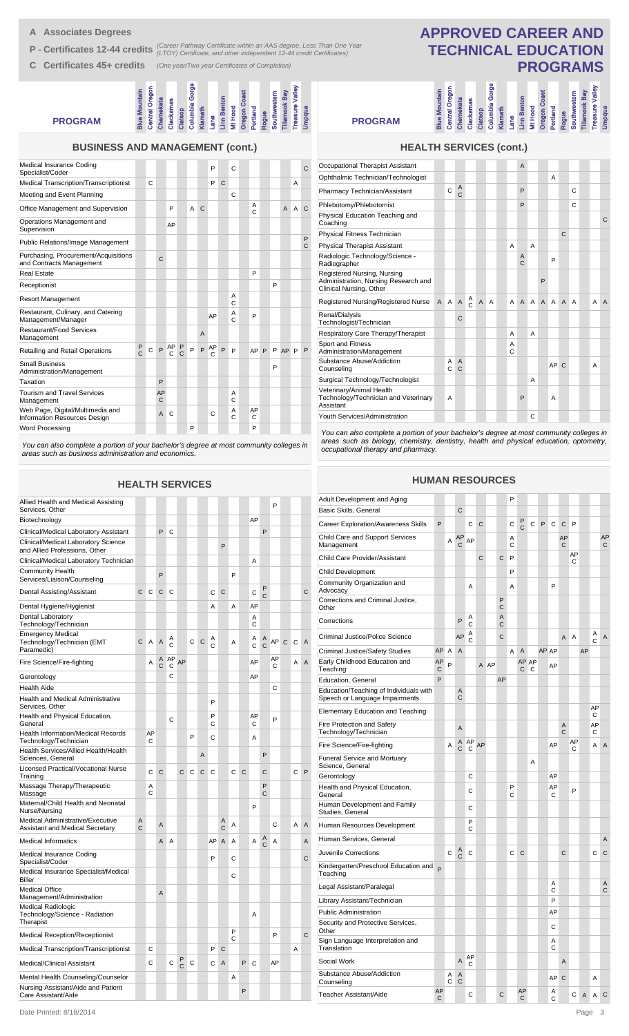**A Associates Degrees**

**P - Certificates 12-44 credits** *(Career Pathway Certificate within an AAS degree, Less Than One Year (LTOY) Certificate, and other independent 12-44 credit Certificates)*

**C Certificates 45+ credits** *(One year/Two year Certificates of Completion)*

# APPROVED CAREER AND TECHNICAL EDUCATION PROGRAMS

## BUSINESS AND MANAGEMENT (cont.)

| PROGRAM | Blue Mountain | Central Oregon | Chemeketa | Clackamas | Clatsop | Columbia Gorge | Klamath | Lane | Linn Benton | Mt Hood | Oregon Coast | Portland | Rogue | Southwestern | Tillamook Bay | Treasure Valley | Umpqua |
|---|---|---|---|---|---|---|---|---|---|---|---|---|---|---|---|---|---|
| Medical Insurance Coding Specialist/Coder | | | | | | | | P | | C | | | | | | | C |
| Medical Transcription/Transcriptionist | | C | | | | | | P | C | | | | | | | A | |
| Meeting and Event Planning | | | | | | | | | | C | | | | | | | |
| Office Management and Supervision | | | | P | | A | C | | | | | A C | | | A | A | C |
| Operations Management and Supervision | | | | AP | | | | | | | | | | | | | |
| Public Relations/Image Management | | | | | | | | | | | | | | | | | P C |
| Purchasing, Procurement/Acquisitions and Contracts Management | | | C | | | | | | | | | | | | | | |
| Real Estate | | | | | | | | | | | | P | | | | | |
| Receptionist | | | | | | | | | | | | | | P | | | |
| Resort Management | | | | | | | | | | A C | | | | | | | |
| Restaurant, Culinary, and Catering Management/Manager | | | | | | | | AP | | A C | | P | | | | | |
| Restaurant/Food Services Management | | | | | | | A | | | | | | | | | | |
| Retailing and Retail Operations | P C | C | P | AP C | P C | P | P | AP C | P | P | | AP | P | P | AP | P | P |
| Small Business Administration/Management | | | | | | | | | | | | | | P | | | |
| Taxation | | | P | | | | | | | | | | | | | | |
| Tourism and Travel Services Management | | | AP C | | | | | | | A C | | | | | | | |
| Web Page, Digital/Multimedia and Information Resources Design | | | A | C | | | | C | | A C | | AP C | | | | | |
| Word Processing | | | | | | P | | | | | | P | | | | | |

*You can also complete a portion of your bachelor's degree at most community colleges in areas such as business administration and economics.*

## HEALTH SERVICES

| PROGRAM | Blue Mountain | Central Oregon | Chemeketa | Clackamas | Clatsop | Columbia Gorge | Klamath | Lane | Linn Benton | Mt Hood | Oregon Coast | Portland | Rogue | Southwestern | Tillamook Bay | Treasure Valley | Umpqua |
|---|---|---|---|---|---|---|---|---|---|---|---|---|---|---|---|---|---|
| Allied Health and Medical Assisting Services, Other | | | | | | | | | | | | | | P | | | |
| Biotechnology | | | | | | | | | | | | AP | | | | | |
| Clinical/Medical Laboratory Assistant | | | P | C | | | | | | | | | P | | | | |
| Clinical/Medical Laboratory Science and Allied Professions, Other | | | | | | | | | P | | | | | | | | |
| Clinical/Medical Laboratory Technician | | | | | | | | | | | | A | | | | | |
| Community Health Services/Liaison/Counseling | | | P | | | | | | | P | | | | | | | |
| Dental Assisting/Assistant | C | C | C | C | | | | C | C | | | C | P C | | | | C |
| Dental Hygiene/Hygienist | | | | | | | | A | | A | | AP | | | | | |
| Dental Laboratory Technology/Technician | | | | | | | | | | | | A C | | | | | |
| Emergency Medical Technology/Technician (EMT Paramedic) | C | A | A | A C | | C | C | A C | | A | | A C | A C | AP | C | C | A |
| Fire Science/Fire-fighting | | A | A C | AP C | AP | | | | | | | AP | | AP C | | A | A |
| Gerontology | | | | C | | | | | | | | AP | | | | | |
| Health Aide | | | | | | | | | | | | | | C | | | |
| Health and Medical Administrative Services, Other | | | | | | | | P | | | | | | | | | |
| Health and Physical Education, General | | | | C | | | | P C | | | | AP C | | P | | | |
| Health Information/Medical Records Technology/Technician | | AP C | | | | P | | C | | | | A | | | | | |
| Health Services/Allied Health/Health Sciences, General | | | | | | | A | | | | | | P | | | | |
| Licensed Practical/Vocational Nurse Training | | C | C | | C | C | C | C | | C | C | | C | | | C | P |
| Massage Therapy/Therapeutic Massage | | A C | | | | | | | | | | | P C | | | | |
| Maternal/Child Health and Neonatal Nurse/Nursing | | | | | | | | | | | | P | | | | | |
| Medical Administrative/Executive Assistant and Medical Secretary | A C | | A | | | | | | A C | A | | | | C | | A | A |
| Medical Informatics | | | A | A | | | | AP | A | A | | A | A C | A | | | A |
| Medical Insurance Coding Specialist/Coder | | | | | | | | P | | C | | | | | | | C |
| Medical Insurance Specialist/Medical Biller | | | | | | | | | | C | | | | | | | |
| Medical Office Management/Administration | | | A | | | | | | | | | | | | | | |
| Medical Radiologic Technology/Science - Radiation Therapist | | | | | | | | | | | | A | | | | | |
| Medical Reception/Receptionist | | | | | | | | | | P C | | | | P | | | C |
| Medical Transcription/Transcriptionist | | C | | | | | | P | C | | | | | | | A | |
| Medical/Clinical Assistant | | C | | C | P C | C | | C | A | | P | C | | AP | | | |
| Mental Health Counseling/Counselor | | | | | | | | | | A | | | | | | | |
| Nursing Assistant/Aide and Patient Care Assistant/Aide | | | | | | | | | | | P | | | | | | |

## HEALTH SERVICES (cont.)

| PROGRAM | Blue Mountain | Central Oregon | Chemeketa | Clackamas | Clatsop | Columbia Gorge | Klamath | Lane | Linn Benton | Mt Hood | Oregon Coast | Portland | Rogue | Southwestern | Tillamook Bay | Treasure Valley | Umpqua |
|---|---|---|---|---|---|---|---|---|---|---|---|---|---|---|---|---|---|
| Occupational Therapist Assistant | | | | | | | | | A | | | | | | | | |
| Ophthalmic Technician/Technologist | | | | | | | | | | | | A | | | | | |
| Pharmacy Technician/Assistant | | C | A C | | | | | | P | | | | | C | | | |
| Phlebotomy/Phlebotomist | | | | | | | | | P | | | | | C | | | |
| Physical Education Teaching and Coaching | | | | | | | | | | | | | | | | | C |
| Physical Fitness Technician | | | | | | | | | | | | | C | | | | |
| Physical Therapist Assistant | | | | | | | | A | | A | | | | | | | |
| Radiologic Technology/Science - Radiographer | | | | | | | | | A C | | | P | | | | | |
| Registered Nursing, Nursing Administration, Nursing Research and Clinical Nursing, Other | | | | | | | | | | | P | | | | | | |
| Registered Nursing/Registered Nurse | A | A | A | A C | A | A | | A | A | A | A | A | A | A | | A | A |
| Renal/Dialysis Technologist/Technician | | | C | | | | | | | | | | | | | | |
| Respiratory Care Therapy/Therapist | | | | | | | | A | | A | | | | | | | |
| Sport and Fitness Administration/Management | | | | | | | | A C | | | | | | | | | |
| Substance Abuse/Addiction Counseling | | A C | A C | | | | | | | | | AP | C | | | A | |
| Surgical Technology/Technologist | | | | | | | | | | A | | | | | | | |
| Veterinary/Animal Health Technology/Technician and Veterinary Assistant | | A | | | | | | | P | | | A | | | | | |
| Youth Services/Administration | | | | | | | | | | C | | | | | | | |

*You can also complete a portion of your bachelor's degree at most community colleges in areas such as biology, chemistry, dentistry, health and physical education, optometry, occupational therapy and pharmacy.*

## HUMAN RESOURCES

| PROGRAM | Blue Mountain | Central Oregon | Chemeketa | Clackamas | Clatsop | Columbia Gorge | Klamath | Lane | Linn Benton | Mt Hood | Oregon Coast | Portland | Rogue | Southwestern | Tillamook Bay | Treasure Valley | Umpqua |
|---|---|---|---|---|---|---|---|---|---|---|---|---|---|---|---|---|---|
| Adult Development and Aging | | | | | | | | P | | | | | | | | | |
| Basic Skills, General | | | C | | | | | | | | | | | | | | |
| Career Exploration/Awareness Skills | P | | | C | C | | | C | P C | C | P | C | C | P | | | |
| Child Care and Support Services Management | | A | AP C | AP | | | | A C | | | | | AP C | | | | AP C |
| Child Care Provider/Assistant | | | | | C | | C | P | | | | | | AP C | | | |
| Child Development | | | | | | | | P | | | | | | | | | |
| Community Organization and Advocacy | | | | A | | | | A | | | | P | | | | | |
| Corrections and Criminal Justice, Other | | | | | | | P C | | | | | | | | | | |
| Corrections | | | P | A C | | | A C | | | | | | | | | | |
| Criminal Justice/Police Science | | | AP | A C | | | C | | | | | | A | A | | A C | A |
| Criminal Justice/Safety Studies | AP | A | A | | | | | A | A | | AP | AP | | | AP | | |
| Early Childhood Education and Teaching | AP C | P | | | A | AP | | | AP C | AP C | | AP | | | | | |
| Education, General | P | | | | | | AP | | | | | | | | | | |
| Education/Teaching of Individuals with Speech or Language Impairments | | | A C | | | | | | | | | | | | | | |
| Elementary Education and Teaching | | | | | | | | | | | | | | | | AP C | |
| Fire Protection and Safety Technology/Technician | | | A | | | | | | | | | | A C | | | AP C | |
| Fire Science/Fire-fighting | | A | A C | AP C | AP | | | | | | | AP | | AP C | | A | A |
| Funeral Service and Mortuary Science, General | | | | | | | | | | A | | | | | | | |
| Gerontology | | | | C | | | | | | | | AP | | | | | |
| Health and Physical Education, General | | | | C | | | | P C | | | | AP C | | P | | | |
| Human Development and Family Studies, General | | | | C | | | | | | | | | | | | | |
| Human Resources Development | | | | P C | | | | | | | | | | | | | |
| Human Services, General | | | | | | | | | | | | | | | | | A |
| Juvenile Corrections | | C | A C | C | | | | C | C | | | | C | | | C | C |
| Kindergarten/Preschool Education and Teaching | P | | | | | | | | | | | | | | | | |
| Legal Assistant/Paralegal | | | | | | | | | | | | A C | | | | | A C |
| Library Assistant/Technician | | | | | | | | | | | | P | | | | | |
| Public Administration | | | | | | | | | | | | AP | | | | | |
| Security and Protective Services, Other | | | | | | | | | | | | C | | | | | |
| Sign Language Interpretation and Translation | | | | | | | | | | | | A C | | | | | |
| Social Work | | | A | AP C | | | | | | | | | A | | | | |
| Substance Abuse/Addiction Counseling | | A C | A C | | | | | | | | | AP | C | | | A | |
| Teacher Assistant/Aide | AP C | | | C | | | C | | AP C | | | A C | | C | A | A | C |

Date Printed: 8/18/2014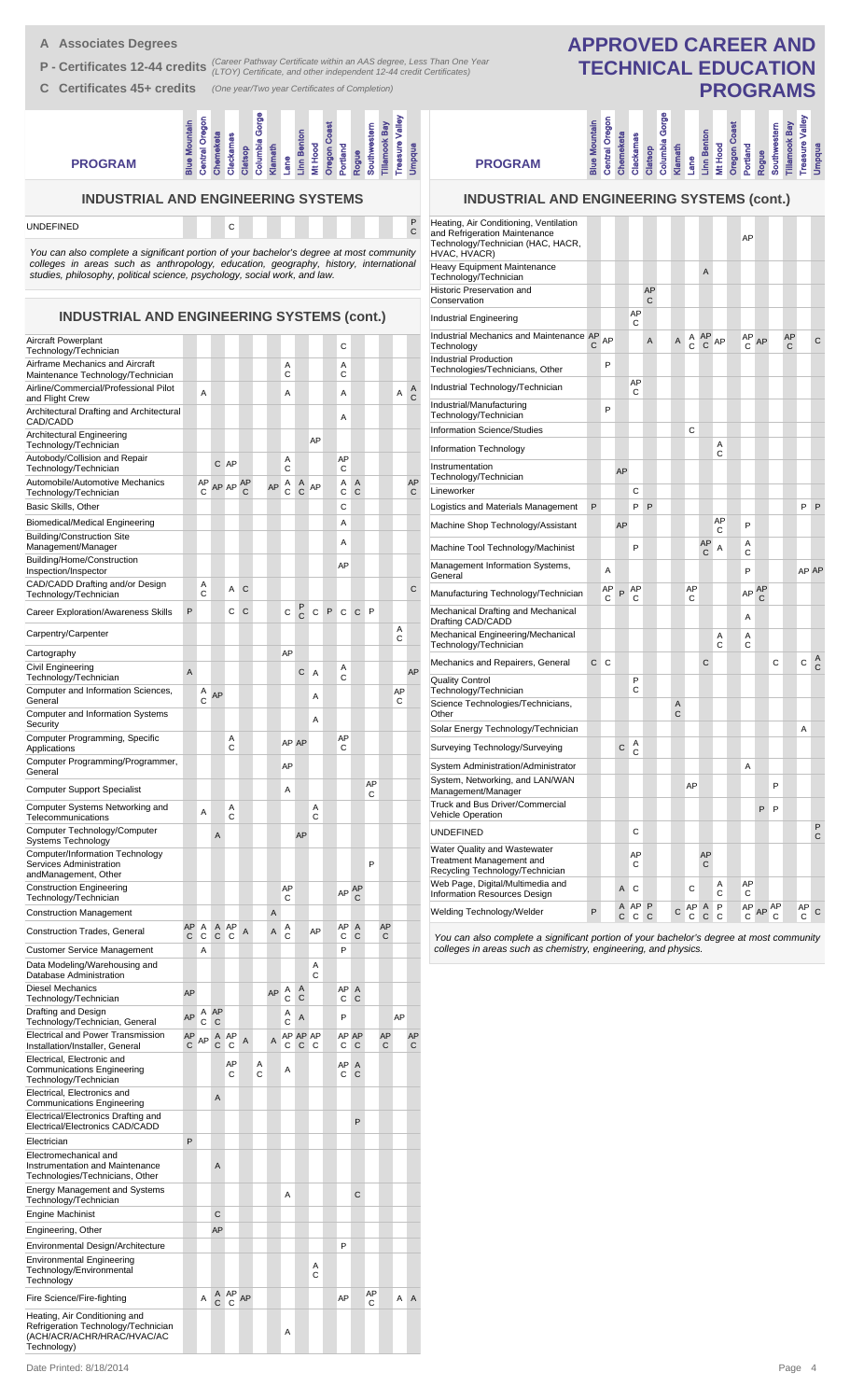- **A Associates Degrees**
- **P - Certificates 12-44 credits** *(Career Pathway Certificate within an AAS degree, Less Than One Year (LTOY) Certificate, and other independent 12-44 credit Certificates)*
- **C Certificates 45+ credits** *(One year/Two year Certificates of Completion)*

# APPROVED CAREER AND TECHNICAL EDUCATION PROGRAMS

## INDUSTRIAL AND ENGINEERING SYSTEMS

| PROGRAM | Blue Mountain | Central Oregon | Chemeketa | Clackamas | Clatsop | Columbia Gorge | Klamath | Lane | Linn Benton | Mt Hood | Oregon Coast | Portland | Rogue | Southwestern | Tillamook Bay | Treasure Valley | Umpqua |
|---|---|---|---|---|---|---|---|---|---|---|---|---|---|---|---|---|---|
| UNDEFINED | | | | C | | | | | | | | | | | | | P C |

*You can also complete a significant portion of your bachelor's degree at most community colleges in areas such as anthropology, education, geography, history, international studies, philosophy, political science, psychology, social work, and law.*

## INDUSTRIAL AND ENGINEERING SYSTEMS (cont.)

| PROGRAM | Blue Mountain | Central Oregon | Chemeketa | Clackamas | Clatsop | Columbia Gorge | Klamath | Lane | Linn Benton | Mt Hood | Oregon Coast | Portland | Rogue | Southwestern | Tillamook Bay | Treasure Valley | Umpqua |
|---|---|---|---|---|---|---|---|---|---|---|---|---|---|---|---|---|---|
| Aircraft Powerplant Technology/Technician | | | | | | | | | | | | C | | | | | |
| Airframe Mechanics and Aircraft Maintenance Technology/Technician | | | | | | | | A C | | | | A C | | | | | |
| Airline/Commercial/Professional Pilot and Flight Crew | | A | | | | | | A | | | | A | | | | A | A C |
| Architectural Drafting and Architectural CAD/CADD | | | | | | | | | | | | A | | | | | |
| Architectural Engineering Technology/Technician | | | | | | | | | | AP | | | | | | | |
| Autobody/Collision and Repair Technology/Technician | | | C | AP | | | | A C | | | | AP C | | | | | |
| Automobile/Automotive Mechanics Technology/Technician | | AP C | AP | AP | AP C | | AP | A C | A C | AP | | A C | A C | | | | AP C |
| Basic Skills, Other | | | | | | | | | | | | C | | | | | |
| Biomedical/Medical Engineering | | | | | | | | | | | | A | | | | | |
| Building/Construction Site Management/Manager | | | | | | | | | | | | A | | | | | |
| Building/Home/Construction Inspection/Inspector | | | | | | | | | | | | AP | | | | | |
| CAD/CADD Drafting and/or Design Technology/Technician | | A C | | A | C | | | | | | | | | | | | C |
| Career Exploration/Awareness Skills | P | | | C | C | | | C | P C | C | P | C | C | P | | | |
| Carpentry/Carpenter | | | | | | | | | | | | | | | | A C | |
| Cartography | | | | | | | | AP | | | | | | | | | |
| Civil Engineering Technology/Technician | A | | | | | | | | C | A | | A C | | | | | AP |
| Computer and Information Sciences, General | | A C | AP | | | | | | | A | | | | | | AP C | |
| Computer and Information Systems Security | | | | | | | | | | A | | | | | | | |
| Computer Programming, Specific Applications | | | | A C | | | | AP | AP | | | AP C | | | | | |
| Computer Programming/Programmer, General | | | | | | | | AP | | | | | | | | | |
| Computer Support Specialist | | | | | | | | A | | | | | | AP C | | | |
| Computer Systems Networking and Telecommunications | | A | | A C | | | | | | A C | | | | | | | |
| Computer Technology/Computer Systems Technology | | | A | | | | | | AP | | | | | | | | |
| Computer/Information Technology Services Administration andManagement, Other | | | | | | | | | | | | | | P | | | |
| Construction Engineering Technology/Technician | | | | | | | | AP C | | | | AP | AP C | | | | |
| Construction Management | | | | | | | A | | | | | | | | | | |
| Construction Trades, General | AP C | A C | A C | AP C | A | | A | A C | | AP | | AP C | A C | | AP C | | |
| Customer Service Management | | A | | | | | | | | | | P | | | | | |
| Data Modeling/Warehousing and Database Administration | | | | | | | | | | A C | | | | | | | |
| Diesel Mechanics Technology/Technician | AP | | | | | | AP | A C | A C | | | AP C | A C | | | | |
| Drafting and Design Technology/Technician, General | AP | A C | AP C | | | | | A C | A | | | P | | | AP | | |
| Electrical and Power Transmission Installation/Installer, General | AP C | AP | A C | AP C | A | | A | AP C | AP C | AP C | | AP C | AP C | | AP C | | AP C |
| Electrical, Electronic and Communications Engineering Technology/Technician | | | | AP C | | A C | | A | | | | AP C | A C | | | | |
| Electrical, Electronics and Communications Engineering | | | A | | | | | | | | | | | | | | |
| Electrical/Electronics Drafting and Electrical/Electronics CAD/CADD | | | | | | | | | | | | | P | | | | |
| Electrician | P | | | | | | | | | | | | | | | | |
| Electromechanical and Instrumentation and Maintenance Technologies/Technicians, Other | | | A | | | | | | | | | | | | | | |
| Energy Management and Systems Technology/Technician | | | | | | | | A | | | | | C | | | | |
| Engine Machinist | | | C | | | | | | | | | | | | | | |
| Engineering, Other | | | AP | | | | | | | | | | | | | | |
| Environmental Design/Architecture | | | | | | | | | | | | P | | | | | |
| Environmental Engineering Technology/Environmental Technology | | | | | | | | | | A C | | | | | | | |
| Fire Science/Fire-fighting | | A | A C | AP C | AP | | | | | | | AP | | AP C | | A | A |
| Heating, Air Conditioning and Refrigeration Technology/Technician (ACH/ACR/ACHR/HRAC/HVAC/AC Technology) | | | | | | | | A | | | | | | | | | |

## INDUSTRIAL AND ENGINEERING SYSTEMS (cont.)

| PROGRAM | Blue Mountain | Central Oregon | Chemeketa | Clackamas | Clatsop | Columbia Gorge | Klamath | Lane | Linn Benton | Mt Hood | Oregon Coast | Portland | Rogue | Southwestern | Tillamook Bay | Treasure Valley | Umpqua |
|---|---|---|---|---|---|---|---|---|---|---|---|---|---|---|---|---|---|
| Heating, Air Conditioning, Ventilation and Refrigeration Maintenance Technology/Technician (HAC, HACR, HVAC, HVACR) | | | | | | | | | | | | AP | | | | | |
| Heavy Equipment Maintenance Technology/Technician | | | | | | | | | A | | | | | | | | |
| Historic Preservation and Conservation | | | | | AP C | | | | | | | | | | | | |
| Industrial Engineering | | | | AP C | | | | | | | | | | | | | |
| Industrial Mechanics and Maintenance Technology | AP C | AP | | | A | | A | A C | AP C | AP | | AP C | AP | | AP C | | C |
| Industrial Production Technologies/Technicians, Other | | P | | | | | | | | | | | | | | | |
| Industrial Technology/Technician | | | | AP C | | | | | | | | | | | | | |
| Industrial/Manufacturing Technology/Technician | | P | | | | | | | | | | | | | | | |
| Information Science/Studies | | | | | | | | C | | | | | | | | | |
| Information Technology | | | | | | | | | | A C | | | | | | | |
| Instrumentation Technology/Technician | | | AP | | | | | | | | | | | | | | |
| Lineworker | | | | C | | | | | | | | | | | | | |
| Logistics and Materials Management | P | | | P | P | | | | | | | | | | | P | P |
| Machine Shop Technology/Assistant | | | AP | | | | | | | AP C | | P | | | | | |
| Machine Tool Technology/Machinist | | | | P | | | | | AP C | A | | A C | | | | | |
| Management Information Systems, General | | A | | | | | | | | | | P | | | | AP | AP |
| Manufacturing Technology/Technician | | AP C | P | AP C | | | | AP C | | | | AP | AP C | | | | |
| Mechanical Drafting and Mechanical Drafting CAD/CADD | | | | | | | | | | | | A | | | | | |
| Mechanical Engineering/Mechanical Technology/Technician | | | | | | | | | | A C | | A C | | | | | |
| Mechanics and Repairers, General | C | C | | | | | | | C | | | | | C | | C | A C |
| Quality Control Technology/Technician | | | | P C | | | | | | | | | | | | | |
| Science Technologies/Technicians, Other | | | | | | | A C | | | | | | | | | | |
| Solar Energy Technology/Technician | | | | | | | | | | | | | | | A | | |
| Surveying Technology/Surveying | | | C | A C | | | | | | | | | | | | | |
| System Administration/Administrator | | | | | | | | | | | | A | | | | | |
| System, Networking, and LAN/WAN Management/Manager | | | | | | | | AP | | | | | | P | | | |
| Truck and Bus Driver/Commercial Vehicle Operation | | | | | | | | | | | | | P | P | | | |
| UNDEFINED | | | | C | | | | | | | | | | | | | P C |
| Water Quality and Wastewater Treatment Management and Recycling Technology/Technician | | | | AP C | | | | | AP C | | | | | | | | |
| Web Page, Digital/Multimedia and Information Resources Design | | | A | C | | | | C | | A C | | AP C | | | | | |
| Welding Technology/Welder | P | | A C | AP C | P C | | C | AP C | A C | P C | | AP C | AP | AP C | | AP C | C |

*You can also complete a significant portion of your bachelor's degree at most community colleges in areas such as chemistry, engineering, and physics.*

Date Printed: 8/18/2014